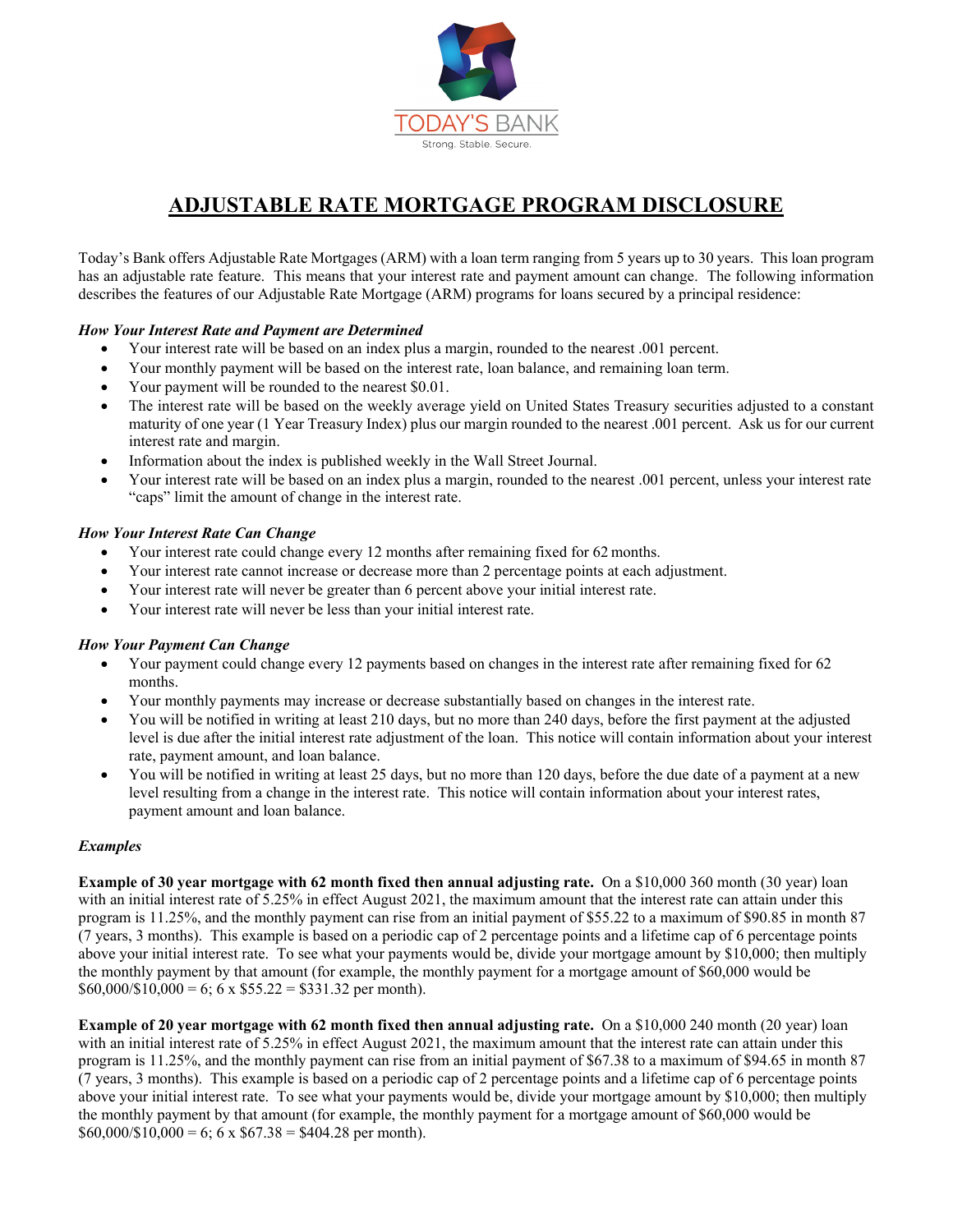TODAY'S BANK

Strong. Stable. Secure.

# ADJUSTABLE RATE MORTGAGE PROGRAM DISCLOSURE

Today's Bank offers Adjustable Rate Mortgages (ARM) with a loan term ranging from 5 years up to 30 years. This loan program has an adjustable rate feature. This means that your interest rate and payment amount can change. The following information describes the features of our Adjustable Rate Mortgage (ARM) programs for loans secured by a principal residence:

***How Your Interest Rate and Payment are Determined***

- Your interest rate will be based on an index plus a margin, rounded to the nearest .001 percent.
- Your monthly payment will be based on the interest rate, loan balance, and remaining loan term.
- Your payment will be rounded to the nearest $0.01.
- The interest rate will be based on the weekly average yield on United States Treasury securities adjusted to a constant maturity of one year (1 Year Treasury Index) plus our margin rounded to the nearest .001 percent. Ask us for our current interest rate and margin.
- Information about the index is published weekly in the Wall Street Journal.
- Your interest rate will be based on an index plus a margin, rounded to the nearest .001 percent, unless your interest rate "caps" limit the amount of change in the interest rate.

***How Your Interest Rate Can Change***

- Your interest rate could change every 12 months after remaining fixed for 62 months.
- Your interest rate cannot increase or decrease more than 2 percentage points at each adjustment.
- Your interest rate will never be greater than 6 percent above your initial interest rate.
- Your interest rate will never be less than your initial interest rate.

***How Your Payment Can Change***

- Your payment could change every 12 payments based on changes in the interest rate after remaining fixed for 62 months.
- Your monthly payments may increase or decrease substantially based on changes in the interest rate.
- You will be notified in writing at least 210 days, but no more than 240 days, before the first payment at the adjusted level is due after the initial interest rate adjustment of the loan. This notice will contain information about your interest rate, payment amount, and loan balance.
- You will be notified in writing at least 25 days, but no more than 120 days, before the due date of a payment at a new level resulting from a change in the interest rate. This notice will contain information about your interest rates, payment amount and loan balance.

***Examples***

**Example of 30 year mortgage with 62 month fixed then annual adjusting rate.** On a $10,000 360 month (30 year) loan with an initial interest rate of 5.25% in effect August 2021, the maximum amount that the interest rate can attain under this program is 11.25%, and the monthly payment can rise from an initial payment of $55.22 to a maximum of $90.85 in month 87 (7 years, 3 months). This example is based on a periodic cap of 2 percentage points and a lifetime cap of 6 percentage points above your initial interest rate. To see what your payments would be, divide your mortgage amount by $10,000; then multiply the monthly payment by that amount (for example, the monthly payment for a mortgage amount of $60,000 would be $60,000/$10,000 = 6; 6 x $55.22 = $331.32 per month).

**Example of 20 year mortgage with 62 month fixed then annual adjusting rate.** On a $10,000 240 month (20 year) loan with an initial interest rate of 5.25% in effect August 2021, the maximum amount that the interest rate can attain under this program is 11.25%, and the monthly payment can rise from an initial payment of $67.38 to a maximum of $94.65 in month 87 (7 years, 3 months). This example is based on a periodic cap of 2 percentage points and a lifetime cap of 6 percentage points above your initial interest rate. To see what your payments would be, divide your mortgage amount by $10,000; then multiply the monthly payment by that amount (for example, the monthly payment for a mortgage amount of $60,000 would be $60,000/$10,000 = 6; 6 x $67.38 = $404.28 per month).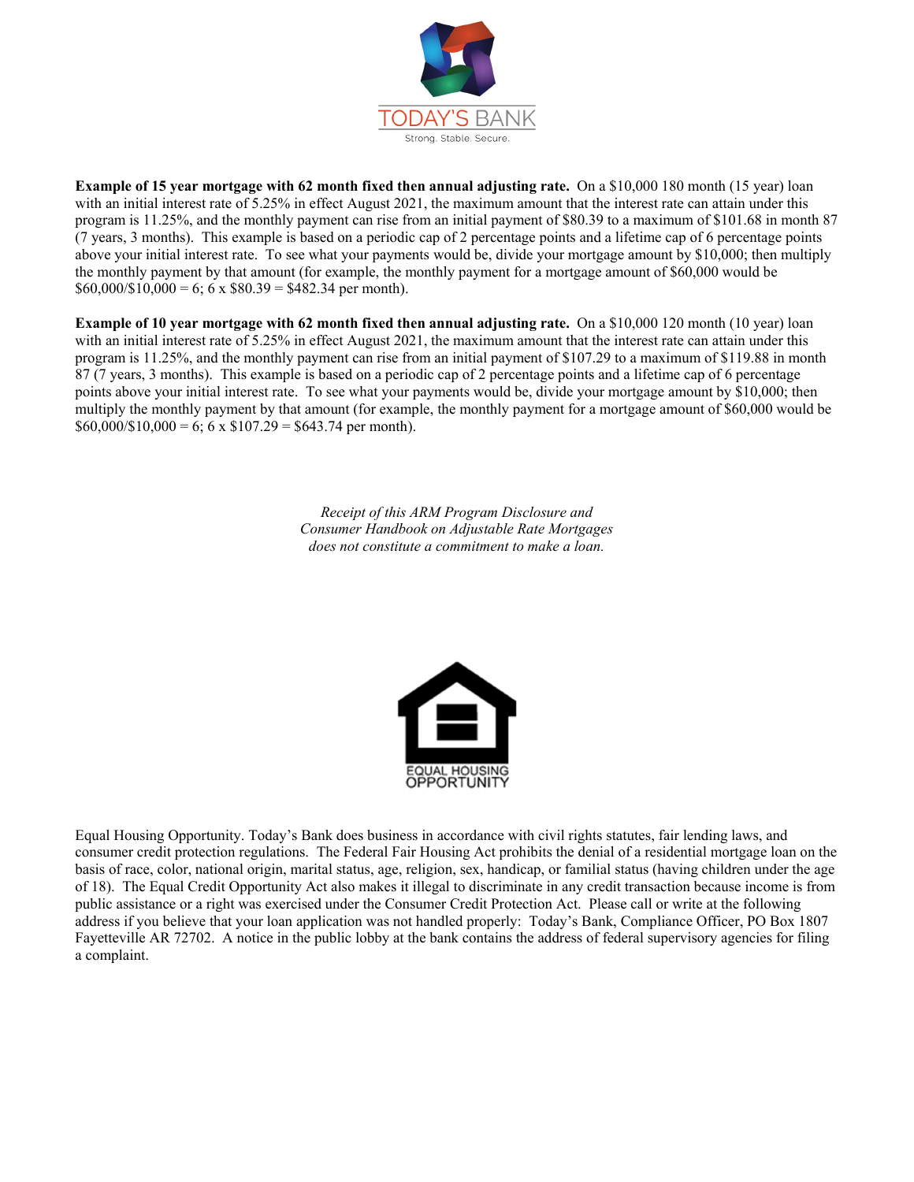TODAY'S BANK

Strong. Stable. Secure.

**Example of 15 year mortgage with 62 month fixed then annual adjusting rate.** On a $10,000 180 month (15 year) loan with an initial interest rate of 5.25% in effect August 2021, the maximum amount that the interest rate can attain under this program is 11.25%, and the monthly payment can rise from an initial payment of $80.39 to a maximum of $101.68 in month 87 (7 years, 3 months). This example is based on a periodic cap of 2 percentage points and a lifetime cap of 6 percentage points above your initial interest rate. To see what your payments would be, divide your mortgage amount by $10,000; then multiply the monthly payment by that amount (for example, the monthly payment for a mortgage amount of $60,000 would be $60,000/$10,000 = 6; 6 x $80.39 = $482.34 per month).

**Example of 10 year mortgage with 62 month fixed then annual adjusting rate.** On a $10,000 120 month (10 year) loan with an initial interest rate of 5.25% in effect August 2021, the maximum amount that the interest rate can attain under this program is 11.25%, and the monthly payment can rise from an initial payment of $107.29 to a maximum of $119.88 in month 87 (7 years, 3 months). This example is based on a periodic cap of 2 percentage points and a lifetime cap of 6 percentage points above your initial interest rate. To see what your payments would be, divide your mortgage amount by $10,000; then multiply the monthly payment by that amount (for example, the monthly payment for a mortgage amount of $60,000 would be $60,000/$10,000 = 6; 6 x $107.29 = $643.74 per month).

*Receipt of this ARM Program Disclosure and Consumer Handbook on Adjustable Rate Mortgages does not constitute a commitment to make a loan.*

EQUAL HOUSING OPPORTUNITY

Equal Housing Opportunity. Today's Bank does business in accordance with civil rights statutes, fair lending laws, and consumer credit protection regulations. The Federal Fair Housing Act prohibits the denial of a residential mortgage loan on the basis of race, color, national origin, marital status, age, religion, sex, handicap, or familial status (having children under the age of 18). The Equal Credit Opportunity Act also makes it illegal to discriminate in any credit transaction because income is from public assistance or a right was exercised under the Consumer Credit Protection Act. Please call or write at the following address if you believe that your loan application was not handled properly: Today's Bank, Compliance Officer, PO Box 1807 Fayetteville AR 72702. A notice in the public lobby at the bank contains the address of federal supervisory agencies for filing a complaint.